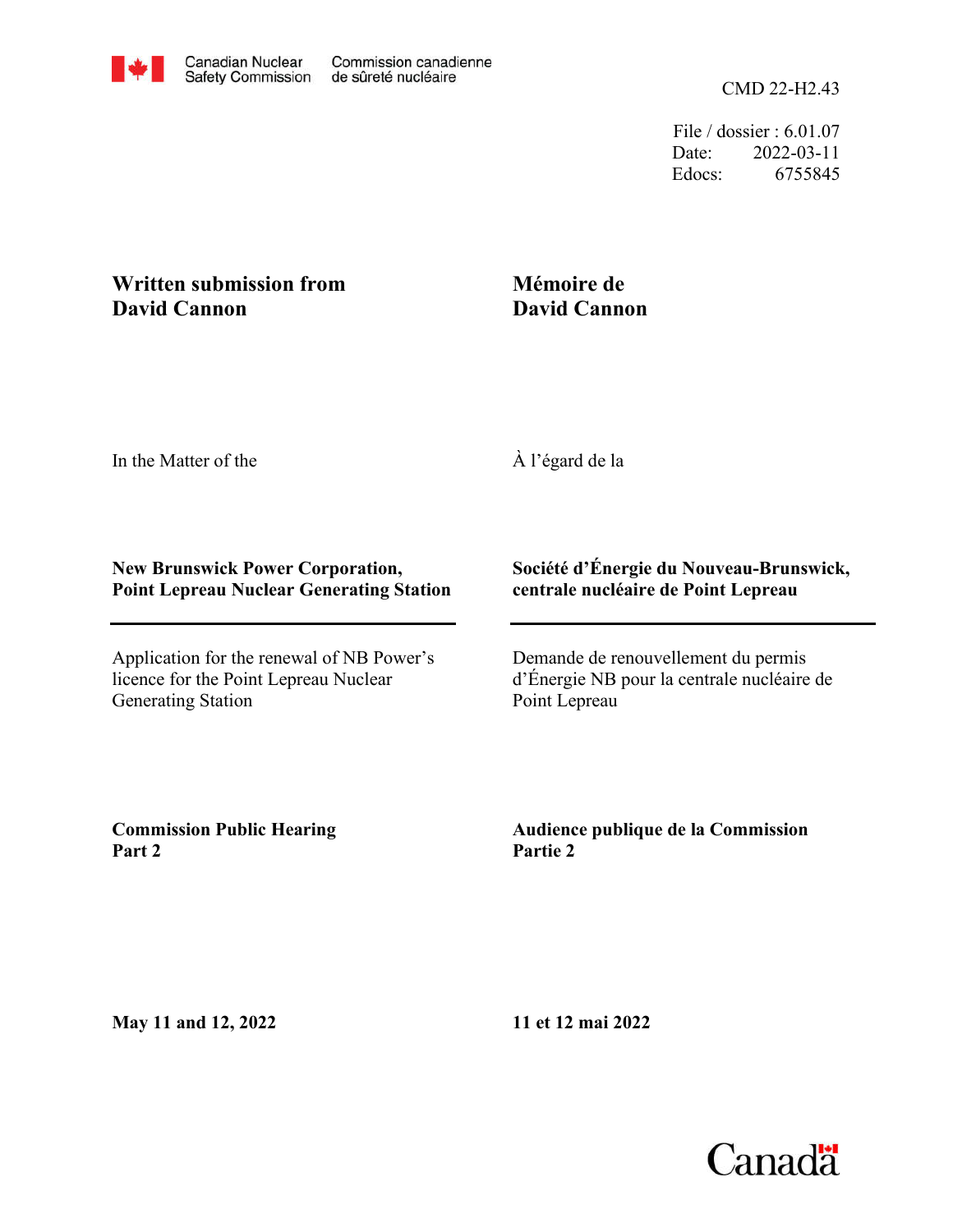Canadian Nuclear Safety Commission / Commission canadienne de sûreté nucléaire

CMD 22-H2.43

File / dossier : 6.01.07
Date: 2022-03-11
Edocs: 6755845

**Written submission from David Cannon**

**Mémoire de David Cannon**

In the Matter of the

À l'égard de la

**New Brunswick Power Corporation, Point Lepreau Nuclear Generating Station**

**Société d'Énergie du Nouveau-Brunswick, centrale nucléaire de Point Lepreau**

Application for the renewal of NB Power's licence for the Point Lepreau Nuclear Generating Station

Demande de renouvellement du permis d'Énergie NB pour la centrale nucléaire de Point Lepreau

**Commission Public Hearing Part 2**

**Audience publique de la Commission Partie 2**

**May 11 and 12, 2022**

**11 et 12 mai 2022**

Canada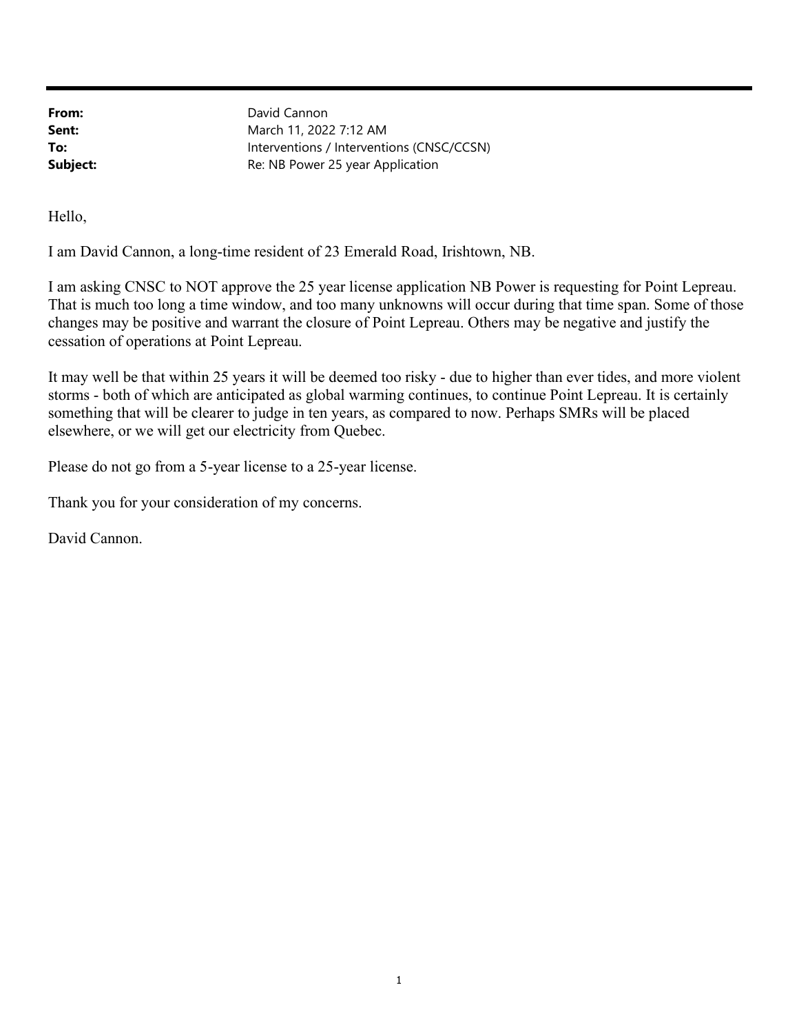**From:** David Cannon
**Sent:** March 11, 2022 7:12 AM
**To:** Interventions / Interventions (CNSC/CCSN)
**Subject:** Re: NB Power 25 year Application

Hello,

I am David Cannon, a long-time resident of 23 Emerald Road, Irishtown, NB.

I am asking CNSC to NOT approve the 25 year license application NB Power is requesting for Point Lepreau. That is much too long a time window, and too many unknowns will occur during that time span. Some of those changes may be positive and warrant the closure of Point Lepreau. Others may be negative and justify the cessation of operations at Point Lepreau.

It may well be that within 25 years it will be deemed too risky - due to higher than ever tides, and more violent storms - both of which are anticipated as global warming continues, to continue Point Lepreau. It is certainly something that will be clearer to judge in ten years, as compared to now. Perhaps SMRs will be placed elsewhere, or we will get our electricity from Quebec.

Please do not go from a 5-year license to a 25-year license.

Thank you for your consideration of my concerns.

David Cannon.